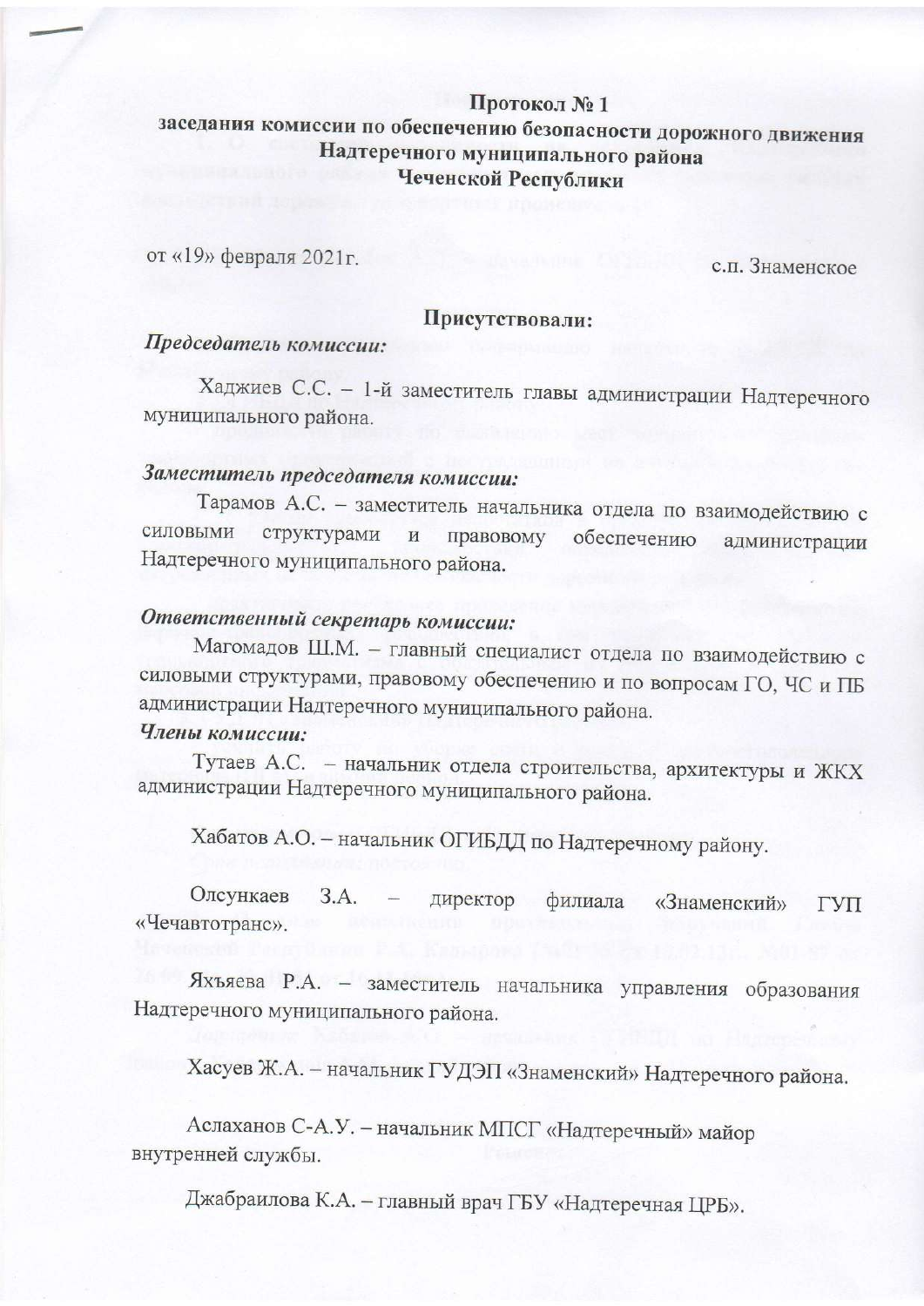**Протокол № 1**
**заседания комиссии по обеспечению безопасности дорожного движения**
**Надтеречного муниципального района**
**Чеченской Республики**

от «19» февраля 2021г. с.п. Знаменское

**Присутствовали:**

***Председатель комиссии:***

Хаджиев С.С. – 1-й заместитель главы администрации Надтеречного муниципального района.

***Заместитель председателя комиссии:***

Тарамов А.С. – заместитель начальника отдела по взаимодействию с силовыми структурами и правовому обеспечению администрации Надтеречного муниципального района.

***Ответственный секретарь комиссии:***

Магомадов Ш.М. – главный специалист отдела по взаимодействию с силовыми структурами, правовому обеспечению и по вопросам ГО, ЧС и ПБ администрации Надтеречного муниципального района.

***Члены комиссии:***

Тутаев А.С. – начальник отдела строительства, архитектуры и ЖКХ администрации Надтеречного муниципального района.

Хабатов А.О. – начальник ОГИБДД по Надтеречному району.

Олсункаев З.А. – директор филиала «Знаменский» ГУП «Чечавтотранс».

Яхьяева Р.А. – заместитель начальника управления образования Надтеречного муниципального района.

Хасуев Ж.А. – начальник ГУДЭП «Знаменский» Надтеречного района.

Аслаханов С-А.У. – начальник МПСГ «Надтеречный» майор внутренней службы.

Джабраилова К.А. – главный врач ГБУ «Надтеречная ЦРБ».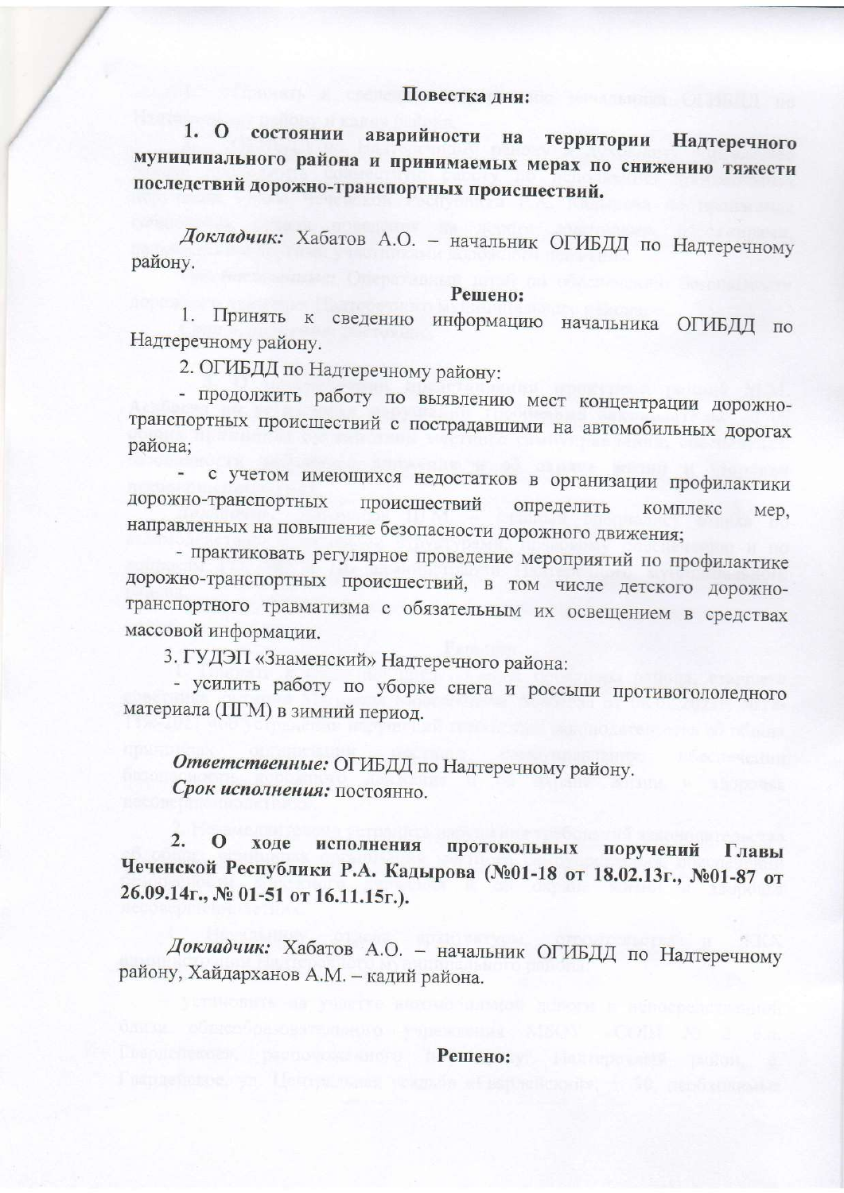**Повестка дня:**

**1. О состоянии аварийности на территории Надтеречного муниципального района и принимаемых мерах по снижению тяжести последствий дорожно-транспортных происшествий.**

*Докладчик:* Хабатов А.О. – начальник ОГИБДД по Надтеречному району.

**Решено:**

1. Принять к сведению информацию начальника ОГИБДД по Надтеречному району.

2. ОГИБДД по Надтеречному району:

- продолжить работу по выявлению мест концентрации дорожно-транспортных происшествий с пострадавшими на автомобильных дорогах района;
- с учетом имеющихся недостатков в организации профилактики дорожно-транспортных происшествий определить комплекс мер, направленных на повышение безопасности дорожного движения;
- практиковать регулярное проведение мероприятий по профилактике дорожно-транспортных происшествий, в том числе детского дорожно-транспортного травматизма с обязательным их освещением в средствах массовой информации.

3. ГУДЭП «Знаменский» Надтеречного района:

- усилить работу по уборке снега и россыпи противогололедного материала (ПГМ) в зимний период.

***Ответственные:*** ОГИБДД по Надтеречному району.
***Срок исполнения:*** постоянно.

**2. О ходе исполнения протокольных поручений Главы Чеченской Республики Р.А. Кадырова (№01-18 от 18.02.13г., №01-87 от 26.09.14г., № 01-51 от 16.11.15г.).**

*Докладчик:* Хабатов А.О. – начальник ОГИБДД по Надтеречному району, Хайдарханов А.М. – кадий района.

**Решено:**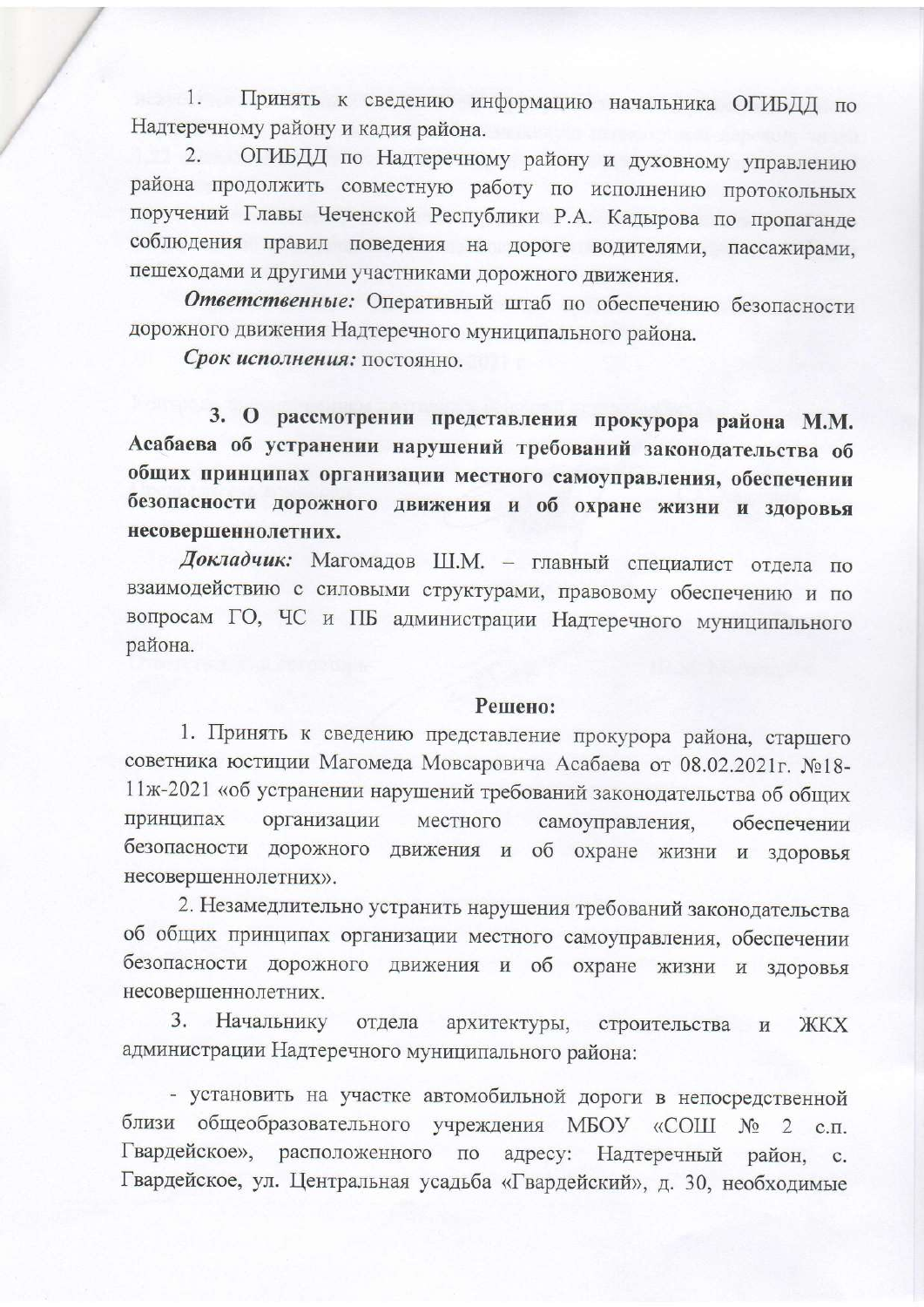1. Принять к сведению информацию начальника ОГИБДД по Надтеречному району и кадия района.

2. ОГИБДД по Надтеречному району и духовному управлению района продолжить совместную работу по исполнению протокольных поручений Главы Чеченской Республики Р.А. Кадырова по пропаганде соблюдения правил поведения на дороге водителями, пассажирами, пешеходами и другими участниками дорожного движения.

***Ответственные:*** Оперативный штаб по обеспечению безопасности дорожного движения Надтеречного муниципального района.

***Срок исполнения:*** постоянно.

**3. О рассмотрении представления прокурора района М.М. Асабаева об устранении нарушений требований законодательства об общих принципах организации местного самоуправления, обеспечении безопасности дорожного движения и об охране жизни и здоровья несовершеннолетних.**

***Докладчик:*** Магомадов Ш.М. – главный специалист отдела по взаимодействию с силовыми структурами, правовому обеспечению и по вопросам ГО, ЧС и ПБ администрации Надтеречного муниципального района.

**Решено:**

1. Принять к сведению представление прокурора района, старшего советника юстиции Магомеда Мовсаровича Асабаева от 08.02.2021г. №18-11ж-2021 «об устранении нарушений требований законодательства об общих принципах организации местного самоуправления, обеспечении безопасности дорожного движения и об охране жизни и здоровья несовершеннолетних».

2. Незамедлительно устранить нарушения требований законодательства об общих принципах организации местного самоуправления, обеспечении безопасности дорожного движения и об охране жизни и здоровья несовершеннолетних.

3. Начальнику отдела архитектуры, строительства и ЖКХ администрации Надтеречного муниципального района:

- установить на участке автомобильной дороги в непосредственной близи общеобразовательного учреждения МБОУ «СОШ № 2 с.п. Гвардейское», расположенного по адресу: Надтеречный район, с. Гвардейское, ул. Центральная усадьба «Гвардейский», д. 30, необходимые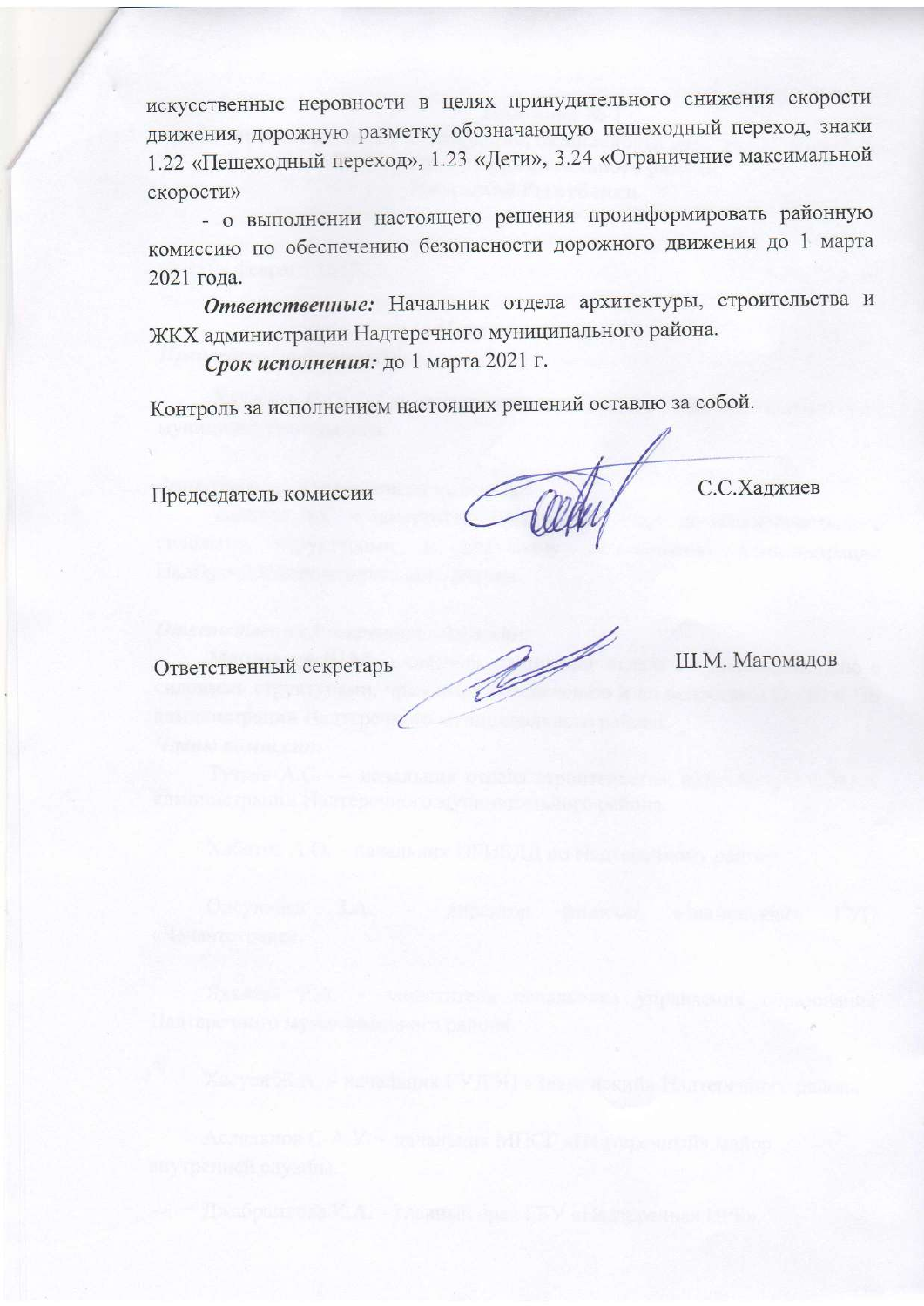искусственные неровности в целях принудительного снижения скорости движения, дорожную разметку обозначающую пешеходный переход, знаки 1.22 «Пешеходный переход», 1.23 «Дети», 3.24 «Ограничение максимальной скорости»

- о выполнении настоящего решения проинформировать районную комиссию по обеспечению безопасности дорожного движения до 1 марта 2021 года.

***Ответственные:*** Начальник отдела архитектуры, строительства и ЖКХ администрации Надтеречного муниципального района.

***Срок исполнения:*** до 1 марта 2021 г.

Контроль за исполнением настоящих решений оставлю за собой.

Председатель комиссии С.С.Хаджиев

Ответственный секретарь Ш.М. Магомадов